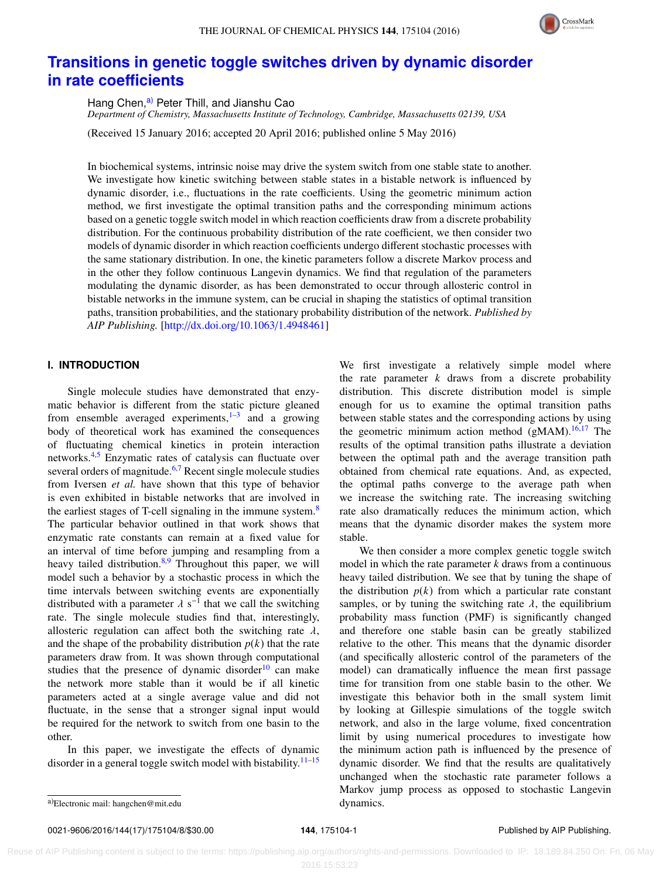# Transitions in genetic toggle switches driven by dynamic disorder in rate coefficients

Hang Chen,[a] Peter Thill, and Jianshu Cao

*Department of Chemistry, Massachusetts Institute of Technology, Cambridge, Massachusetts 02139, USA*

(Received 15 January 2016; accepted 20 April 2016; published online 5 May 2016)

In biochemical systems, intrinsic noise may drive the system switch from one stable state to another. We investigate how kinetic switching between stable states in a bistable network is influenced by dynamic disorder, i.e., fluctuations in the rate coefficients. Using the geometric minimum action method, we first investigate the optimal transition paths and the corresponding minimum actions based on a genetic toggle switch model in which reaction coefficients draw from a discrete probability distribution. For the continuous probability distribution of the rate coefficient, we then consider two models of dynamic disorder in which reaction coefficients undergo different stochastic processes with the same stationary distribution. In one, the kinetic parameters follow a discrete Markov process and in the other they follow continuous Langevin dynamics. We find that regulation of the parameters modulating the dynamic disorder, as has been demonstrated to occur through allosteric control in bistable networks in the immune system, can be crucial in shaping the statistics of optimal transition paths, transition probabilities, and the stationary probability distribution of the network. *Published by AIP Publishing.* [http://dx.doi.org/10.1063/1.4948461]

## I. INTRODUCTION

Single molecule studies have demonstrated that enzymatic behavior is different from the static picture gleaned from ensemble averaged experiments,[1–3] and a growing body of theoretical work has examined the consequences of fluctuating chemical kinetics in protein interaction networks.[4,5] Enzymatic rates of catalysis can fluctuate over several orders of magnitude.[6,7] Recent single molecule studies from Iversen *et al.* have shown that this type of behavior is even exhibited in bistable networks that are involved in the earliest stages of T-cell signaling in the immune system.[8] The particular behavior outlined in that work shows that enzymatic rate constants can remain at a fixed value for an interval of time before jumping and resampling from a heavy tailed distribution.[8,9] Throughout this paper, we will model such a behavior by a stochastic process in which the time intervals between switching events are exponentially distributed with a parameter $\lambda$ $s^{-1}$ that we call the switching rate. The single molecule studies find that, interestingly, allosteric regulation can affect both the switching rate $\lambda$, and the shape of the probability distribution $p(k)$ that the rate parameters draw from. It was shown through computational studies that the presence of dynamic disorder[10] can make the network more stable than it would be if all kinetic parameters acted at a single average value and did not fluctuate, in the sense that a stronger signal input would be required for the network to switch from one basin to the other.

In this paper, we investigate the effects of dynamic disorder in a general toggle switch model with bistability.[11–15] We first investigate a relatively simple model where the rate parameter $k$ draws from a discrete probability distribution. This discrete distribution model is simple enough for us to examine the optimal transition paths between stable states and the corresponding actions by using the geometric minimum action method (gMAM).[16,17] The results of the optimal transition paths illustrate a deviation between the optimal path and the average transition path obtained from chemical rate equations. And, as expected, the optimal paths converge to the average path when we increase the switching rate. The increasing switching rate also dramatically reduces the minimum action, which means that the dynamic disorder makes the system more stable.

We then consider a more complex genetic toggle switch model in which the rate parameter $k$ draws from a continuous heavy tailed distribution. We see that by tuning the shape of the distribution $p(k)$ from which a particular rate constant samples, or by tuning the switching rate $\lambda$, the equilibrium probability mass function (PMF) is significantly changed and therefore one stable basin can be greatly stabilized relative to the other. This means that the dynamic disorder (and specifically allosteric control of the parameters of the model) can dramatically influence the mean first passage time for transition from one stable basin to the other. We investigate this behavior both in the small system limit by looking at Gillespie simulations of the toggle switch network, and also in the large volume, fixed concentration limit by using numerical procedures to investigate how the minimum action path is influenced by the presence of dynamic disorder. We find that the results are qualitatively unchanged when the stochastic rate parameter follows a Markov jump process as opposed to stochastic Langevin dynamics.

[a]Electronic mail: hangchen@mit.edu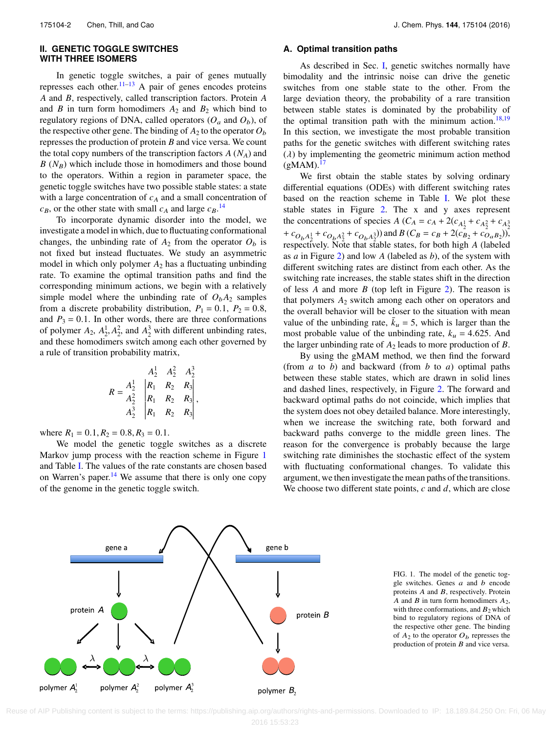## II. GENETIC TOGGLE SWITCHES WITH THREE ISOMERS

In genetic toggle switches, a pair of genes mutually represses each other.[11–13] A pair of genes encodes proteins $A$ and $B$, respectively, called transcription factors. Protein $A$ and $B$ in turn form homodimers $A_2$ and $B_2$ which bind to regulatory regions of DNA, called operators ($O_a$ and $O_b$), of the respective other gene. The binding of $A_2$ to the operator $O_b$ represses the production of protein $B$ and vice versa. We count the total copy numbers of the transcription factors $A$ ($N_A$) and $B$ ($N_B$) which include those in homodimers and those bound to the operators. Within a region in parameter space, the genetic toggle switches have two possible stable states: a state with a large concentration of $c_A$ and a small concentration of $c_B$, or the other state with small $c_A$ and large $c_B$.[14]

To incorporate dynamic disorder into the model, we investigate a model in which, due to fluctuating conformational changes, the unbinding rate of $A_2$ from the operator $O_b$ is not fixed but instead fluctuates. We study an asymmetric model in which only polymer $A_2$ has a fluctuating unbinding rate. To examine the optimal transition paths and find the corresponding minimum actions, we begin with a relatively simple model where the unbinding rate of $O_bA_2$ samples from a discrete probability distribution, $P_1 = 0.1$, $P_2 = 0.8$, and $P_3 = 0.1$. In other words, there are three conformations of polymer $A_2$, $A_2^1, A_2^2$, and $A_2^3$ with different unbinding rates, and these homodimers switch among each other governed by a rule of transition probability matrix,

$$
R = \begin{array}{c} \\ A_2^1 \\ A_2^2 \\ A_2^3 \end{array}
\begin{array}{c} \begin{array}{ccc} A_2^1 & A_2^2 & A_2^3 \end{array} \\ \begin{vmatrix} R_1 & R_2 & R_3 \\ R_1 & R_2 & R_3 \\ R_1 & R_2 & R_3 \end{vmatrix} \end{array},
$$

where $R_1 = 0.1, R_2 = 0.8, R_3 = 0.1$.

We model the genetic toggle switches as a discrete Markov jump process with the reaction scheme in Figure 1 and Table I. The values of the rate constants are chosen based on Warren's paper.[14] We assume that there is only one copy of the genome in the genetic toggle switch.

### A. Optimal transition paths

As described in Sec. I, genetic switches normally have bimodality and the intrinsic noise can drive the genetic switches from one stable state to the other. From the large deviation theory, the probability of a rare transition between stable states is dominated by the probability of the optimal transition path with the minimum action.[18,19] In this section, we investigate the most probable transition paths for the genetic switches with different switching rates ($\lambda$) by implementing the geometric minimum action method (gMAM).[17]

We first obtain the stable states by solving ordinary differential equations (ODEs) with different switching rates based on the reaction scheme in Table I. We plot these stable states in Figure 2. The x and y axes represent the concentrations of species $A$ ($C_A = c_A + 2(c_{A_2^1} + c_{A_2^2} + c_{A_2^3} + c_{O_bA_2^1} + c_{O_bA_2^2} + c_{O_bA_2^3})$) and $B$ ($C_B = c_B + 2(c_{B_2} + c_{O_aB_2})$), respectively. Note that stable states, for both high $A$ (labeled as $a$ in Figure 2) and low $A$ (labeled as $b$), of the system with different switching rates are distinct from each other. As the switching rate increases, the stable states shift in the direction of less $A$ and more $B$ (top left in Figure 2). The reason is that polymers $A_2$ switch among each other on operators and the overall behavior will be closer to the situation with mean value of the unbinding rate, $\bar{k}_u = 5$, which is larger than the most probable value of the unbinding rate, $k_u = 4.625$. And the larger unbinding rate of $A_2$ leads to more production of $B$.

By using the gMAM method, we then find the forward (from $a$ to $b$) and backward (from $b$ to $a$) optimal paths between these stable states, which are drawn in solid lines and dashed lines, respectively, in Figure 2. The forward and backward optimal paths do not coincide, which implies that the system does not obey detailed balance. More interestingly, when we increase the switching rate, both forward and backward paths converge to the middle green lines. The reason for the convergence is probably because the large switching rate diminishes the stochastic effect of the system with fluctuating conformational changes. To validate this argument, we then investigate the mean paths of the transitions. We choose two different state points, $c$ and $d$, which are close

FIG. 1. The model of the genetic toggle switches. Genes $a$ and $b$ encode proteins $A$ and $B$, respectively. Protein $A$ and $B$ in turn form homodimers $A_2$, with three conformations, and $B_2$ which bind to regulatory regions of DNA of the respective other gene. The binding of $A_2$ to the operator $O_b$ represses the production of protein $B$ and vice versa.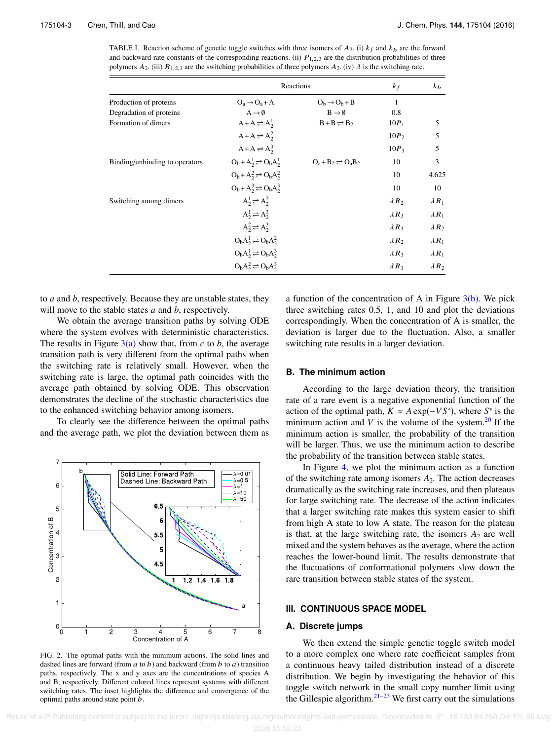TABLE I. Reaction scheme of genetic toggle switches with three isomers of $A_2$. (i) $k_f$ and $k_b$ are the forward and backward rate constants of the corresponding reactions. (ii) $P_{1,2,3}$ are the distribution probabilities of three polymers $A_2$. (iii) $R_{1,2,3}$ are the switching probabilities of three polymers $A_2$. (iv) $\lambda$ is the switching rate.

| | Reactions | | $k_f$ | $k_b$ |
|---|---|---|---|---|
| Production of proteins | $O_a \to O_a + A$ | $O_b \to O_b + B$ | 1 | |
| Degradation of proteins | $A \to \emptyset$ | $B \to \emptyset$ | 0.8 | |
| Formation of dimers | $A + A \rightleftharpoons A_2^1$ | $B + B \rightleftharpoons B_2$ | $10P_1$ | 5 |
| | $A + A \rightleftharpoons A_2^2$ | | $10P_2$ | 5 |
| | $A + A \rightleftharpoons A_2^3$ | | $10P_3$ | 5 |
| Binding/unbinding to operators | $O_b + A_2^1 \rightleftharpoons O_bA_2^1$ | $O_a + B_2 \rightleftharpoons O_aB_2$ | 10 | 3 |
| | $O_b + A_2^2 \rightleftharpoons O_bA_2^2$ | | 10 | 4.625 |
| | $O_b + A_2^3 \rightleftharpoons O_bA_2^3$ | | 10 | 10 |
| Switching among dimers | $A_2^1 \rightleftharpoons A_2^2$ | | $\lambda R_2$ | $\lambda R_1$ |
| | $A_2^1 \rightleftharpoons A_2^3$ | | $\lambda R_3$ | $\lambda R_1$ |
| | $A_2^2 \rightleftharpoons A_2^3$ | | $\lambda R_3$ | $\lambda R_2$ |
| | $O_bA_2^1 \rightleftharpoons O_bA_2^2$ | | $\lambda R_2$ | $\lambda R_1$ |
| | $O_bA_2^1 \rightleftharpoons O_bA_2^3$ | | $\lambda R_3$ | $\lambda R_1$ |
| | $O_bA_2^2 \rightleftharpoons O_bA_2^3$ | | $\lambda R_3$ | $\lambda R_2$ |

to $a$ and $b$, respectively. Because they are unstable states, they will move to the stable states $a$ and $b$, respectively.

We obtain the average transition paths by solving ODE where the system evolves with deterministic characteristics. The results in Figure 3(a) show that, from $c$ to $b$, the average transition path is very different from the optimal paths when the switching rate is relatively small. However, when the switching rate is large, the optimal path coincides with the average path obtained by solving ODE. This observation demonstrates the decline of the stochastic characteristics due to the enhanced switching behavior among isomers.

To clearly see the difference between the optimal paths and the average path, we plot the deviation between them as a function of the concentration of A in Figure 3(b). We pick three switching rates 0.5, 1, and 10 and plot the deviations correspondingly. When the concentration of A is smaller, the deviation is larger due to the fluctuation. Also, a smaller switching rate results in a larger deviation.

FIG. 2. The optimal paths with the minimum actions. The solid lines and dashed lines are forward (from $a$ to $b$) and backward (from $b$ to $a$) transition paths, respectively. The x and y axes are the concentrations of species A and B, respectively. Different colored lines represent systems with different switching rates. The inset highlights the difference and convergence of the optimal paths around state point $b$.

### B. The minimum action

According to the large deviation theory, the transition rate of a rare event is a negative exponential function of the action of the optimal path, $K \approx A\exp(-VS^*)$, where $S^*$ is the minimum action and $V$ is the volume of the system.[20] If the minimum action is smaller, the probability of the transition will be larger. Thus, we use the minimum action to describe the probability of the transition between stable states.

In Figure 4, we plot the minimum action as a function of the switching rate among isomers $A_2$. The action decreases dramatically as the switching rate increases, and then plateaus for large switching rate. The decrease of the action indicates that a larger switching rate makes this system easier to shift from high A state to low A state. The reason for the plateau is that, at the large switching rate, the isomers $A_2$ are well mixed and the system behaves as the average, where the action reaches the lower-bound limit. The results demonstrate that the fluctuations of conformational polymers slow down the rare transition between stable states of the system.

## III. CONTINUOUS SPACE MODEL

### A. Discrete jumps

We then extend the simple genetic toggle switch model to a more complex one where rate coefficient samples from a continuous heavy tailed distribution instead of a discrete distribution. We begin by investigating the behavior of this toggle switch network in the small copy number limit using the Gillespie algorithm.[21–23] We first carry out the simulations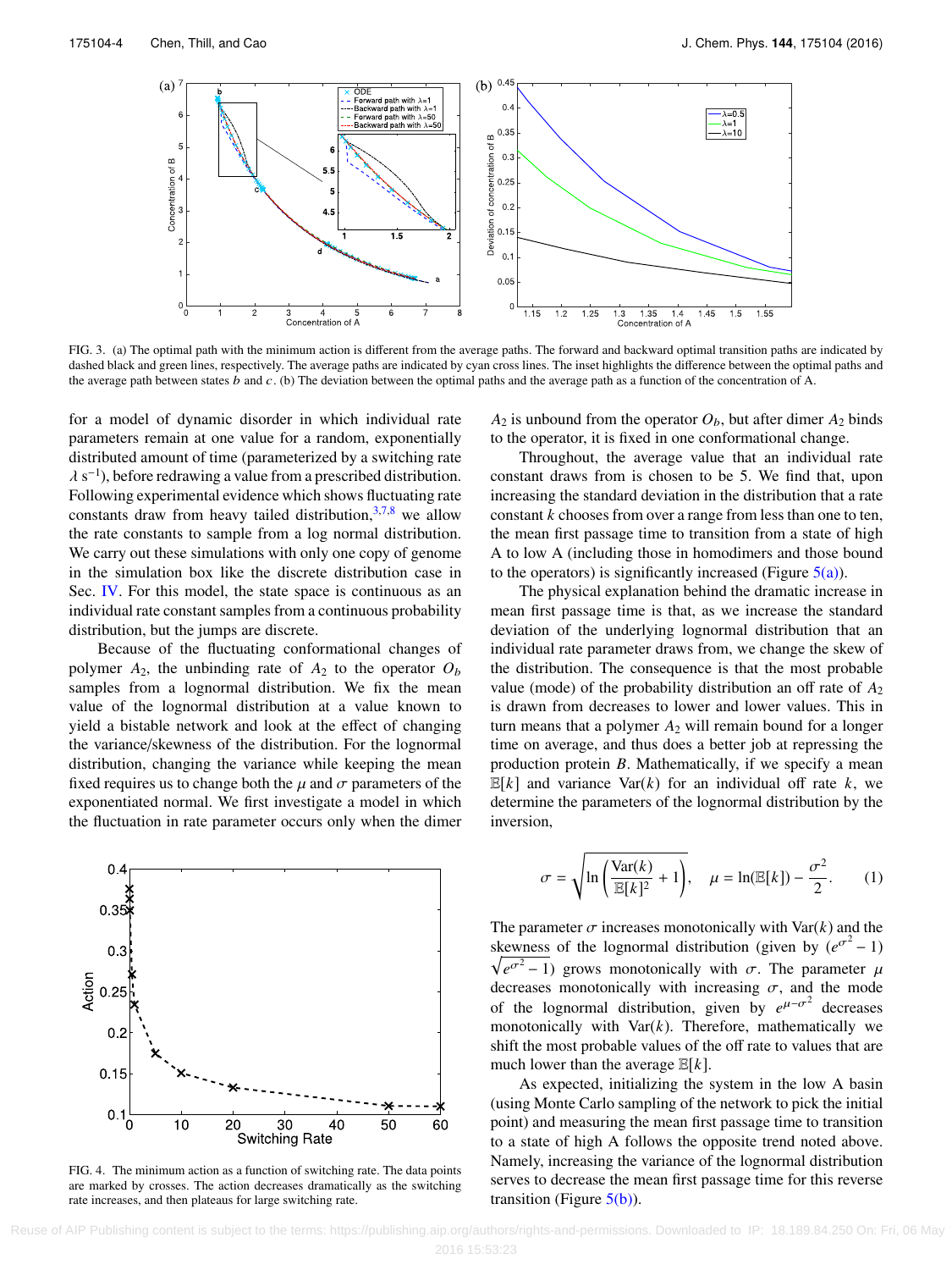FIG. 3. (a) The optimal path with the minimum action is different from the average paths. The forward and backward optimal transition paths are indicated by dashed black and green lines, respectively. The average paths are indicated by cyan cross lines. The inset highlights the difference between the optimal paths and the average path between states $b$ and $c$. (b) The deviation between the optimal paths and the average path as a function of the concentration of A.

for a model of dynamic disorder in which individual rate parameters remain at one value for a random, exponentially distributed amount of time (parameterized by a switching rate $\lambda$ s$^{-1}$), before redrawing a value from a prescribed distribution. Following experimental evidence which shows fluctuating rate constants draw from heavy tailed distribution,[3,7,8] we allow the rate constants to sample from a log normal distribution. We carry out these simulations with only one copy of genome in the simulation box like the discrete distribution case in Sec. IV. For this model, the state space is continuous as an individual rate constant samples from a continuous probability distribution, but the jumps are discrete.

Because of the fluctuating conformational changes of polymer $A_2$, the unbinding rate of $A_2$ to the operator $O_b$ samples from a lognormal distribution. We fix the mean value of the lognormal distribution at a value known to yield a bistable network and look at the effect of changing the variance/skewness of the distribution. For the lognormal distribution, changing the variance while keeping the mean fixed requires us to change both the $\mu$ and $\sigma$ parameters of the exponentiated normal. We first investigate a model in which the fluctuation in rate parameter occurs only when the dimer $A_2$ is unbound from the operator $O_b$, but after dimer $A_2$ binds to the operator, it is fixed in one conformational change.

FIG. 4. The minimum action as a function of switching rate. The data points are marked by crosses. The action decreases dramatically as the switching rate increases, and then plateaus for large switching rate.

Throughout, the average value that an individual rate constant draws from is chosen to be 5. We find that, upon increasing the standard deviation in the distribution that a rate constant $k$ chooses from over a range from less than one to ten, the mean first passage time to transition from a state of high A to low A (including those in homodimers and those bound to the operators) is significantly increased (Figure 5(a)).

The physical explanation behind the dramatic increase in mean first passage time is that, as we increase the standard deviation of the underlying lognormal distribution that an individual rate parameter draws from, we change the skew of the distribution. The consequence is that the most probable value (mode) of the probability distribution an off rate of $A_2$ is drawn from decreases to lower and lower values. This in turn means that a polymer $A_2$ will remain bound for a longer time on average, and thus does a better job at repressing the production protein $B$. Mathematically, if we specify a mean $\mathbb{E}[k]$ and variance $\text{Var}(k)$ for an individual off rate $k$, we determine the parameters of the lognormal distribution by the inversion,

$$\sigma = \sqrt{\ln\left(\frac{\text{Var}(k)}{\mathbb{E}[k]^2} + 1\right)}, \quad \mu = \ln(\mathbb{E}[k]) - \frac{\sigma^2}{2}. \tag{1}$$

The parameter $\sigma$ increases monotonically with $\text{Var}(k)$ and the skewness of the lognormal distribution (given by $(e^{\sigma^2} - 1)\sqrt{e^{\sigma^2} - 1}$) grows monotonically with $\sigma$. The parameter $\mu$ decreases monotonically with increasing $\sigma$, and the mode of the lognormal distribution, given by $e^{\mu - \sigma^2}$ decreases monotonically with $\text{Var}(k)$. Therefore, mathematically we shift the most probable values of the off rate to values that are much lower than the average $\mathbb{E}[k]$.

As expected, initializing the system in the low A basin (using Monte Carlo sampling of the network to pick the initial point) and measuring the mean first passage time to transition to a state of high A follows the opposite trend noted above. Namely, increasing the variance of the lognormal distribution serves to decrease the mean first passage time for this reverse transition (Figure 5(b)).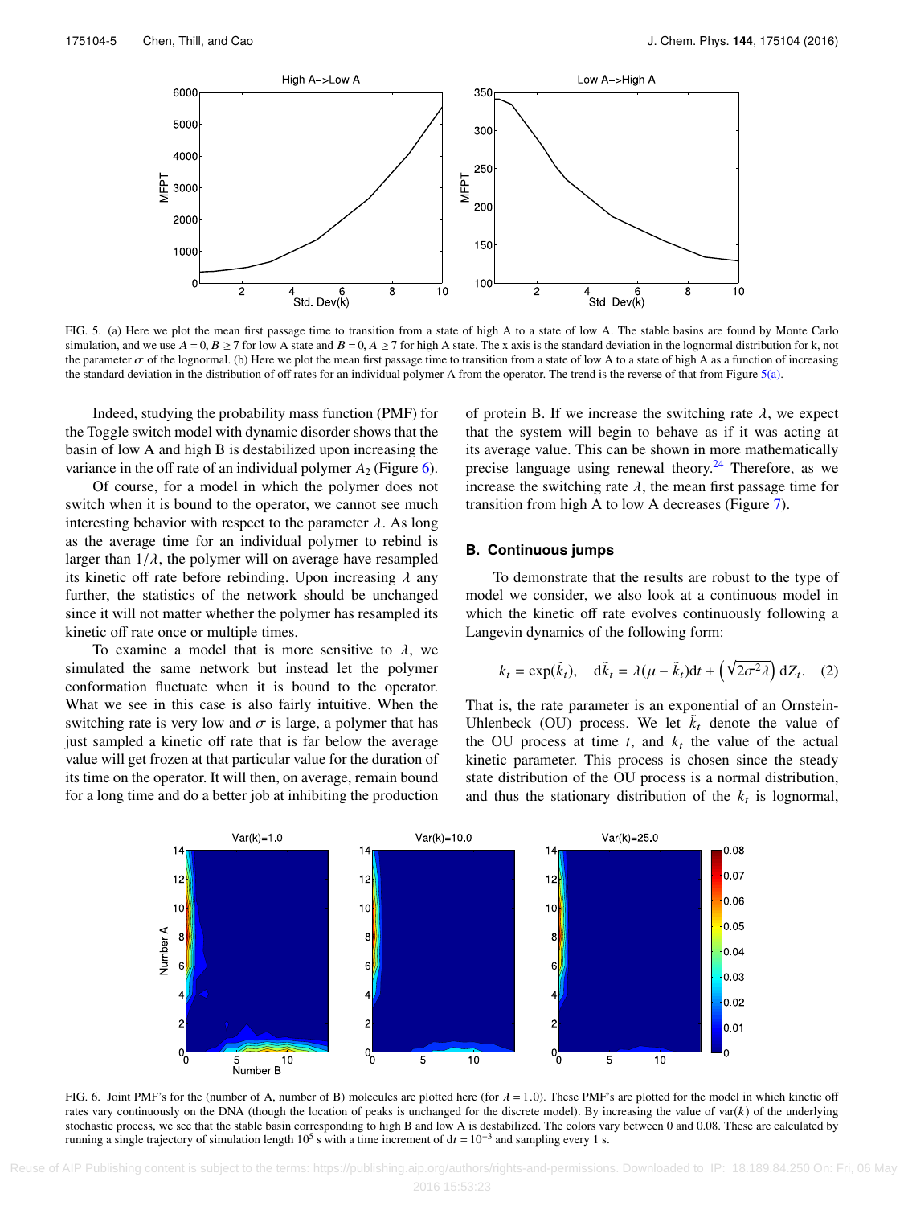FIG. 5. (a) Here we plot the mean first passage time to transition from a state of high A to a state of low A. The stable basins are found by Monte Carlo simulation, and we use $A = 0, B \geq 7$ for low A state and $B = 0, A \geq 7$ for high A state. The x axis is the standard deviation in the lognormal distribution for k, not the parameter $\sigma$ of the lognormal. (b) Here we plot the mean first passage time to transition from a state of low A to a state of high A as a function of increasing the standard deviation in the distribution of off rates for an individual polymer A from the operator. The trend is the reverse of that from Figure 5(a).

Indeed, studying the probability mass function (PMF) for the Toggle switch model with dynamic disorder shows that the basin of low A and high B is destabilized upon increasing the variance in the off rate of an individual polymer $A_2$ (Figure 6).

Of course, for a model in which the polymer does not switch when it is bound to the operator, we cannot see much interesting behavior with respect to the parameter $\lambda$. As long as the average time for an individual polymer to rebind is larger than $1/\lambda$, the polymer will on average have resampled its kinetic off rate before rebinding. Upon increasing $\lambda$ any further, the statistics of the network should be unchanged since it will not matter whether the polymer has resampled its kinetic off rate once or multiple times.

To examine a model that is more sensitive to $\lambda$, we simulated the same network but instead let the polymer conformation fluctuate when it is bound to the operator. What we see in this case is also fairly intuitive. When the switching rate is very low and $\sigma$ is large, a polymer that has just sampled a kinetic off rate that is far below the average value will get frozen at that particular value for the duration of its time on the operator. It will then, on average, remain bound for a long time and do a better job at inhibiting the production of protein B. If we increase the switching rate $\lambda$, we expect that the system will begin to behave as if it was acting at its average value. This can be shown in more mathematically precise language using renewal theory.[24] Therefore, as we increase the switching rate $\lambda$, the mean first passage time for transition from high A to low A decreases (Figure 7).

### B. Continuous jumps

To demonstrate that the results are robust to the type of model we consider, we also look at a continuous model in which the kinetic off rate evolves continuously following a Langevin dynamics of the following form:

$$k_t = \exp(\tilde{k}_t), \quad d\tilde{k}_t = \lambda(\mu - \tilde{k}_t)dt + \left(\sqrt{2\sigma^2\lambda}\right) dZ_t. \quad (2)$$

That is, the rate parameter is an exponential of an Ornstein-Uhlenbeck (OU) process. We let $\tilde{k}_t$ denote the value of the OU process at time $t$, and $k_t$ the value of the actual kinetic parameter. This process is chosen since the steady state distribution of the OU process is a normal distribution, and thus the stationary distribution of the $k_t$ is lognormal,

FIG. 6. Joint PMF's for the (number of A, number of B) molecules are plotted here (for $\lambda = 1.0$). These PMF's are plotted for the model in which kinetic off rates vary continuously on the DNA (though the location of peaks is unchanged for the discrete model). By increasing the value of var($k$) of the underlying stochastic process, we see that the stable basin corresponding to high B and low A is destabilized. The colors vary between 0 and 0.08. These are calculated by running a single trajectory of simulation length $10^5$ s with a time increment of $dt = 10^{-3}$ and sampling every 1 s.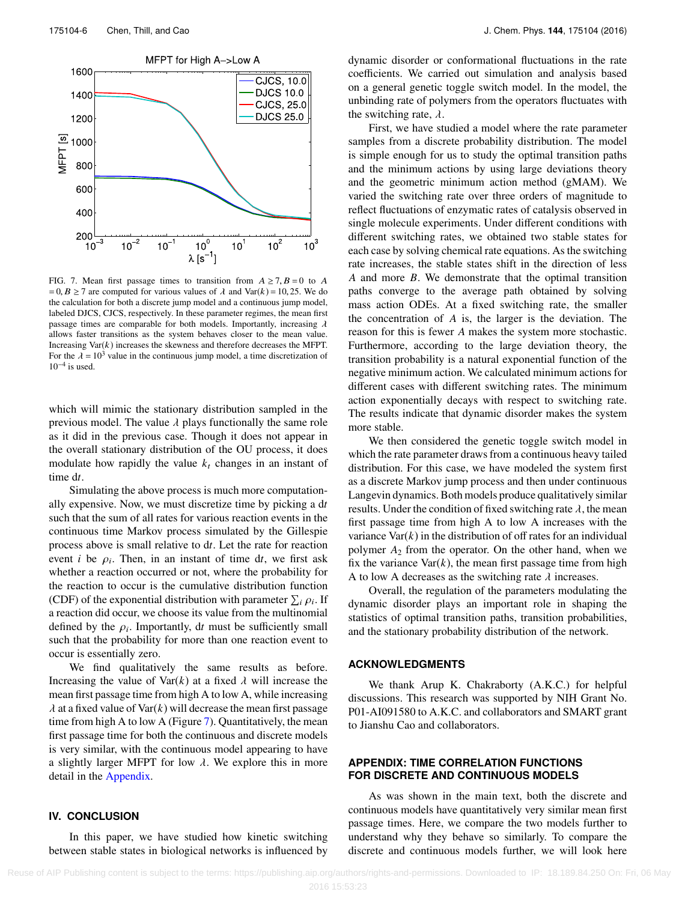MFPT for High A–>Low A

1600
1400
1200
1000
800
600
400
200

MFPT [s]

$10^{-3}$ $10^{-2}$ $10^{-1}$ $10^{0}$ $10^{1}$ $10^{2}$ $10^{3}$

λ [s$^{-1}$]

CJCS, 10.0
DJCS 10.0
CJCS, 25.0
DJCS 25.0

FIG. 7. Mean first passage times to transition from $A \geq 7, B = 0$ to $A = 0, B \geq 7$ are computed for various values of $\lambda$ and $\mathrm{Var}(k) = 10, 25$. We do the calculation for both a discrete jump model and a continuous jump model, labeled DJCS, CJCS, respectively. In these parameter regimes, the mean first passage times are comparable for both models. Importantly, increasing $\lambda$ allows faster transitions as the system behaves closer to the mean value. Increasing $\mathrm{Var}(k)$ increases the skewness and therefore decreases the MFPT. For the $\lambda = 10^3$ value in the continuous jump model, a time discretization of $10^{-4}$ is used.

which will mimic the stationary distribution sampled in the previous model. The value $\lambda$ plays functionally the same role as it did in the previous case. Though it does not appear in the overall stationary distribution of the OU process, it does modulate how rapidly the value $k_t$ changes in an instant of time d$t$.

Simulating the above process is much more computationally expensive. Now, we must discretize time by picking a d$t$ such that the sum of all rates for various reaction events in the continuous time Markov process simulated by the Gillespie process above is small relative to d$t$. Let the rate for reaction event $i$ be $\rho_i$. Then, in an instant of time d$t$, we first ask whether a reaction occurred or not, where the probability for the reaction to occur is the cumulative distribution function (CDF) of the exponential distribution with parameter $\sum_i \rho_i$. If a reaction did occur, we choose its value from the multinomial defined by the $\rho_i$. Importantly, d$t$ must be sufficiently small such that the probability for more than one reaction event to occur is essentially zero.

We find qualitatively the same results as before. Increasing the value of $\mathrm{Var}(k)$ at a fixed $\lambda$ will increase the mean first passage time from high A to low A, while increasing $\lambda$ at a fixed value of $\mathrm{Var}(k)$ will decrease the mean first passage time from high A to low A (Figure 7). Quantitatively, the mean first passage time for both the continuous and discrete models is very similar, with the continuous model appearing to have a slightly larger MFPT for low $\lambda$. We explore this in more detail in the Appendix.

## IV. CONCLUSION

In this paper, we have studied how kinetic switching between stable states in biological networks is influenced by dynamic disorder or conformational fluctuations in the rate coefficients. We carried out simulation and analysis based on a general genetic toggle switch model. In the model, the unbinding rate of polymers from the operators fluctuates with the switching rate, $\lambda$.

First, we have studied a model where the rate parameter samples from a discrete probability distribution. The model is simple enough for us to study the optimal transition paths and the minimum actions by using large deviations theory and the geometric minimum action method (gMAM). We varied the switching rate over three orders of magnitude to reflect fluctuations of enzymatic rates of catalysis observed in single molecule experiments. Under different conditions with different switching rates, we obtained two stable states for each case by solving chemical rate equations. As the switching rate increases, the stable states shift in the direction of less $A$ and more $B$. We demonstrate that the optimal transition paths converge to the average path obtained by solving mass action ODEs. At a fixed switching rate, the smaller the concentration of $A$ is, the larger is the deviation. The reason for this is fewer $A$ makes the system more stochastic. Furthermore, according to the large deviation theory, the transition probability is a natural exponential function of the negative minimum action. We calculated minimum actions for different cases with different switching rates. The minimum action exponentially decays with respect to switching rate. The results indicate that dynamic disorder makes the system more stable.

We then considered the genetic toggle switch model in which the rate parameter draws from a continuous heavy tailed distribution. For this case, we have modeled the system first as a discrete Markov jump process and then under continuous Langevin dynamics. Both models produce qualitatively similar results. Under the condition of fixed switching rate $\lambda$, the mean first passage time from high A to low A increases with the variance $\mathrm{Var}(k)$ in the distribution of off rates for an individual polymer $A_2$ from the operator. On the other hand, when we fix the variance $\mathrm{Var}(k)$, the mean first passage time from high A to low A decreases as the switching rate $\lambda$ increases.

Overall, the regulation of the parameters modulating the dynamic disorder plays an important role in shaping the statistics of optimal transition paths, transition probabilities, and the stationary probability distribution of the network.

## ACKNOWLEDGMENTS

We thank Arup K. Chakraborty (A.K.C.) for helpful discussions. This research was supported by NIH Grant No. P01-AI091580 to A.K.C. and collaborators and SMART grant to Jianshu Cao and collaborators.

## APPENDIX: TIME CORRELATION FUNCTIONS FOR DISCRETE AND CONTINUOUS MODELS

As was shown in the main text, both the discrete and continuous models have quantitatively very similar mean first passage times. Here, we compare the two models further to understand why they behave so similarly. To compare the discrete and continuous models further, we will look here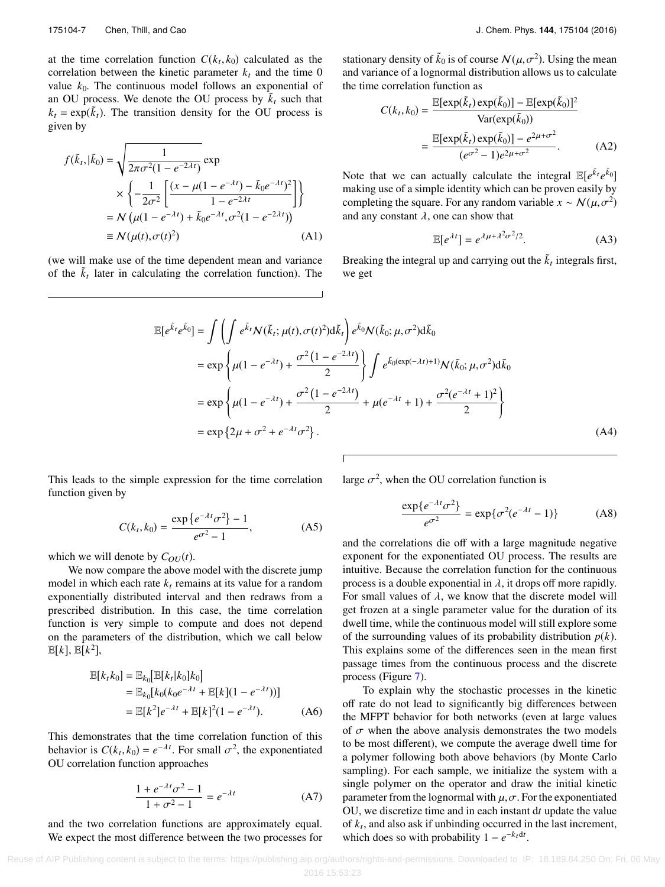at the time correlation function $C(k_t, k_0)$ calculated as the correlation between the kinetic parameter $k_t$ and the time 0 value $k_0$. The continuous model follows an exponential of an OU process. We denote the OU process by $\tilde{k}_t$ such that $k_t = \exp(\tilde{k}_t)$. The transition density for the OU process is given by

$$
\begin{aligned}
f(\tilde{k}_t, |\tilde{k}_0) &= \sqrt{\frac{1}{2\pi\sigma^2(1-e^{-2\lambda t})}} \exp \\
&\quad \times \left\{ -\frac{1}{2\sigma^2} \left[ \frac{(x - \mu(1-e^{-\lambda t}) - \tilde{k}_0 e^{-\lambda t})^2}{1 - e^{-2\lambda t}} \right] \right\} \\
&= \mathcal{N}\left(\mu(1-e^{-\lambda t}) + \tilde{k}_0 e^{-\lambda t}, \sigma^2(1-e^{-2\lambda t})\right) \\
&\equiv \mathcal{N}(\mu(t), \sigma(t)^2) \qquad \text{(A1)}
\end{aligned}
$$

(we will make use of the time dependent mean and variance of the $\tilde{k}_t$ later in calculating the correlation function). The stationary density of $\tilde{k}_0$ is of course $\mathcal{N}(\mu, \sigma^2)$. Using the mean and variance of a lognormal distribution allows us to calculate the time correlation function as

$$
\begin{aligned}
C(k_t, k_0) &= \frac{\mathbb{E}[\exp(\tilde{k}_t)\exp(\tilde{k}_0)] - \mathbb{E}[\exp(\tilde{k}_0)]^2}{\mathrm{Var}(\exp(\tilde{k}_0))} \\
&= \frac{\mathbb{E}[\exp(\tilde{k}_t)\exp(\tilde{k}_0)] - e^{2\mu+\sigma^2}}{(e^{\sigma^2}-1)e^{2\mu+\sigma^2}}. \qquad \text{(A2)}
\end{aligned}
$$

Note that we can actually calculate the integral $\mathbb{E}[e^{\tilde{k}_t} e^{\tilde{k}_0}]$ making use of a simple identity which can be proven easily by completing the square. For any random variable $x \sim \mathcal{N}(\mu, \sigma^2)$ and any constant $\lambda$, one can show that

$$
\mathbb{E}[e^{\lambda t}] = e^{\lambda\mu + \lambda^2\sigma^2/2}. \qquad \text{(A3)}
$$

Breaking the integral up and carrying out the $\tilde{k}_t$ integrals first, we get

$$
\begin{aligned}
\mathbb{E}[e^{\tilde{k}_t} e^{\tilde{k}_0}] &= \int \left( \int e^{\tilde{k}_t} \mathcal{N}(\tilde{k}_t; \mu(t), \sigma(t)^2) \mathrm{d}\tilde{k}_t \right) e^{\tilde{k}_0} \mathcal{N}(\tilde{k}_0; \mu, \sigma^2) \mathrm{d}\tilde{k}_0 \\
&= \exp\left\{ \mu(1-e^{-\lambda t}) + \frac{\sigma^2\left(1-e^{-2\lambda t}\right)}{2} \right\} \int e^{\tilde{k}_0(\exp(-\lambda t)+1)} \mathcal{N}(\tilde{k}_0; \mu, \sigma^2) \mathrm{d}\tilde{k}_0 \\
&= \exp\left\{ \mu(1-e^{-\lambda t}) + \frac{\sigma^2\left(1-e^{-2\lambda t}\right)}{2} + \mu(e^{-\lambda t}+1) + \frac{\sigma^2(e^{-\lambda t}+1)^2}{2} \right\} \\
&= \exp\left\{ 2\mu + \sigma^2 + e^{-\lambda t}\sigma^2 \right\}. \qquad \text{(A4)}
\end{aligned}
$$

This leads to the simple expression for the time correlation function given by

$$
C(k_t, k_0) = \frac{\exp\left\{e^{-\lambda t}\sigma^2\right\} - 1}{e^{\sigma^2} - 1}, \qquad \text{(A5)}
$$

which we will denote by $C_{OU}(t)$.

We now compare the above model with the discrete jump model in which each rate $k_t$ remains at its value for a random exponentially distributed interval and then redraws from a prescribed distribution. In this case, the time correlation function is very simple to compute and does not depend on the parameters of the distribution, which we call below $\mathbb{E}[k]$, $\mathbb{E}[k^2]$,

$$
\begin{aligned}
\mathbb{E}[k_t k_0] &= \mathbb{E}_{k_0}\left[\mathbb{E}[k_t|k_0]k_0\right] \\
&= \mathbb{E}_{k_0}[k_0(k_0 e^{-\lambda t} + \mathbb{E}[k](1-e^{-\lambda t}))] \\
&= \mathbb{E}[k^2]e^{-\lambda t} + \mathbb{E}[k]^2(1-e^{-\lambda t}). \qquad \text{(A6)}
\end{aligned}
$$

This demonstrates that the time correlation function of this behavior is $C(k_t, k_0) = e^{-\lambda t}$. For small $\sigma^2$, the exponentiated OU correlation function approaches

$$
\frac{1 + e^{-\lambda t}\sigma^2 - 1}{1 + \sigma^2 - 1} = e^{-\lambda t} \qquad \text{(A7)}
$$

and the two correlation functions are approximately equal. We expect the most difference between the two processes for large $\sigma^2$, when the OU correlation function is

$$
\frac{\exp\{e^{-\lambda t}\sigma^2\}}{e^{\sigma^2}} = \exp\{\sigma^2(e^{-\lambda t} - 1)\} \qquad \text{(A8)}
$$

and the correlations die off with a large magnitude negative exponent for the exponentiated OU process. The results are intuitive. Because the correlation function for the continuous process is a double exponential in $\lambda$, it drops off more rapidly. For small values of $\lambda$, we know that the discrete model will get frozen at a single parameter value for the duration of its dwell time, while the continuous model will still explore some of the surrounding values of its probability distribution $p(k)$. This explains some of the differences seen in the mean first passage times from the continuous process and the discrete process (Figure 7).

To explain why the stochastic processes in the kinetic off rate do not lead to significantly big differences between the MFPT behavior for both networks (even at large values of $\sigma$ when the above analysis demonstrates the two models to be most different), we compute the average dwell time for a polymer following both above behaviors (by Monte Carlo sampling). For each sample, we initialize the system with a single polymer on the operator and draw the initial kinetic parameter from the lognormal with $\mu, \sigma$. For the exponentiated OU, we discretize time and in each instant $\mathrm{d}t$ update the value of $k_t$, and also ask if unbinding occurred in the last increment, which does so with probability $1 - e^{-k_t \mathrm{d}t}$.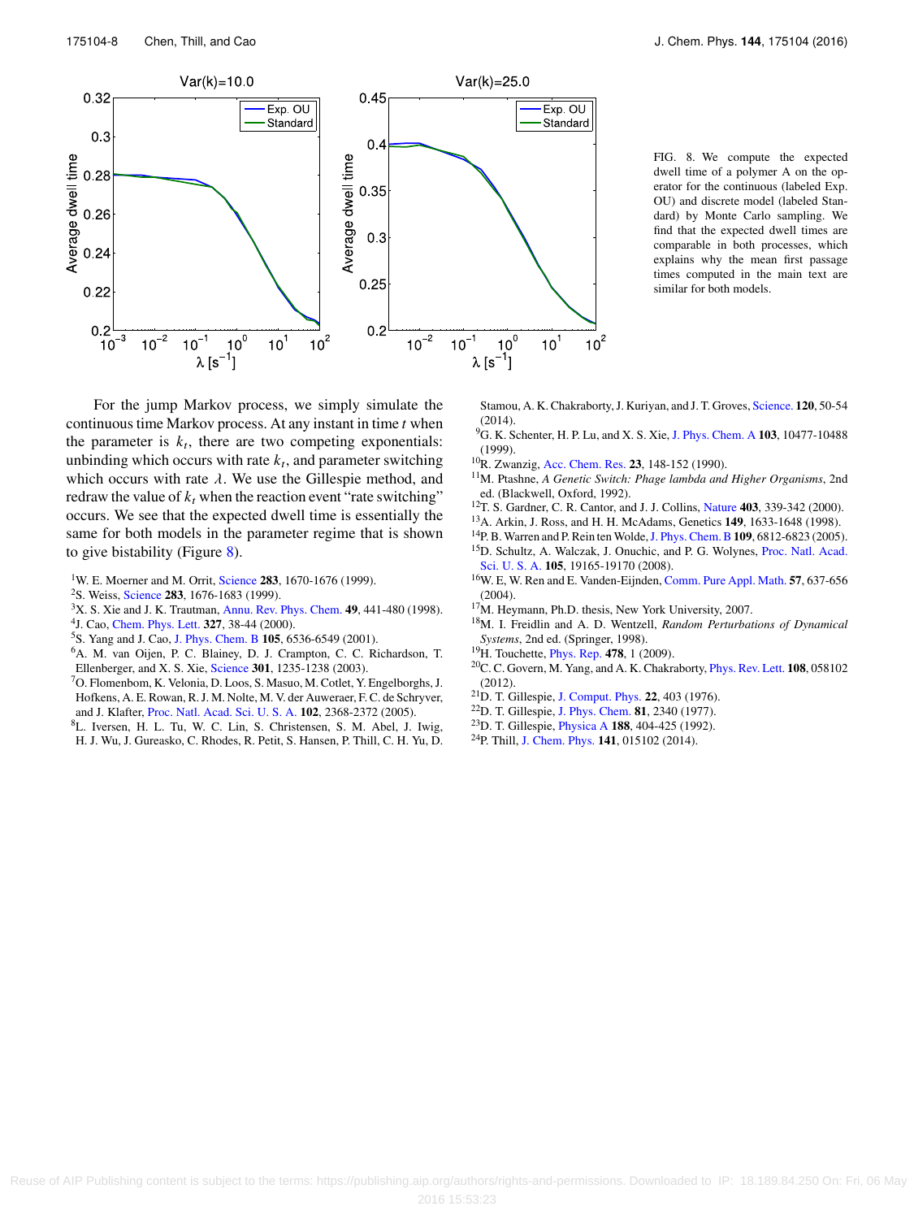Var(k)=10.0

Exp. OU
Standard

Average dwell time

0.32
0.3
0.28
0.26
0.24
0.22
0.2

$10^{-3}$ $10^{-2}$ $10^{-1}$ $10^{0}$ $10^{1}$ $10^{2}$

$\lambda$ [$s^{-1}$]

Var(k)=25.0

Exp. OU
Standard

Average dwell time

0.45
0.4
0.35
0.3
0.25
0.2

$10^{-2}$ $10^{-1}$ $10^{0}$ $10^{1}$ $10^{2}$

$\lambda$ [$s^{-1}$]

FIG. 8. We compute the expected dwell time of a polymer A on the operator for the continuous (labeled Exp. OU) and discrete model (labeled Standard) by Monte Carlo sampling. We find that the expected dwell times are comparable in both processes, which explains why the mean first passage times computed in the main text are similar for both models.

For the jump Markov process, we simply simulate the continuous time Markov process. At any instant in time $t$ when the parameter is $k_t$, there are two competing exponentials: unbinding which occurs with rate $k_t$, and parameter switching which occurs with rate $\lambda$. We use the Gillespie method, and redraw the value of $k_t$ when the reaction event "rate switching" occurs. We see that the expected dwell time is essentially the same for both models in the parameter regime that is shown to give bistability (Figure 8).

[1] W. E. Moerner and M. Orrit, Science **283**, 1670-1676 (1999).
[2] S. Weiss, Science **283**, 1676-1683 (1999).
[3] X. S. Xie and J. K. Trautman, Annu. Rev. Phys. Chem. **49**, 441-480 (1998).
[4] J. Cao, Chem. Phys. Lett. **327**, 38-44 (2000).
[5] S. Yang and J. Cao, J. Phys. Chem. B **105**, 6536-6549 (2001).
[6] A. M. van Oijen, P. C. Blainey, D. J. Crampton, C. C. Richardson, T. Ellenberger, and X. S. Xie, Science **301**, 1235-1238 (2003).
[7] O. Flomenbom, K. Velonia, D. Loos, S. Masuo, M. Cotlet, Y. Engelborghs, J. Hofkens, A. E. Rowan, R. J. M. Nolte, M. V. der Auweraer, F. C. de Schryver, and J. Klafter, Proc. Natl. Acad. Sci. U. S. A. **102**, 2368-2372 (2005).
[8] L. Iversen, H. L. Tu, W. C. Lin, S. Christensen, S. M. Abel, J. Iwig, H. J. Wu, J. Gureasko, C. Rhodes, R. Petit, S. Hansen, P. Thill, C. H. Yu, D. Stamou, A. K. Chakraborty, J. Kuriyan, and J. T. Groves, Science. **120**, 50-54 (2014).
[9] G. K. Schenter, H. P. Lu, and X. S. Xie, J. Phys. Chem. A **103**, 10477-10488 (1999).
[10] R. Zwanzig, Acc. Chem. Res. **23**, 148-152 (1990).
[11] M. Ptashne, *A Genetic Switch: Phage lambda and Higher Organisms*, 2nd ed. (Blackwell, Oxford, 1992).
[12] T. S. Gardner, C. R. Cantor, and J. J. Collins, Nature **403**, 339-342 (2000).
[13] A. Arkin, J. Ross, and H. H. McAdams, Genetics **149**, 1633-1648 (1998).
[14] P. B. Warren and P. Rein ten Wolde, J. Phys. Chem. B **109**, 6812-6823 (2005).
[15] D. Schultz, A. Walczak, J. Onuchic, and P. G. Wolynes, Proc. Natl. Acad. Sci. U. S. A. **105**, 19165-19170 (2008).
[16] W. E, W. Ren and E. Vanden-Eijnden, Comm. Pure Appl. Math. **57**, 637-656 (2004).
[17] M. Heymann, Ph.D. thesis, New York University, 2007.
[18] M. I. Freidlin and A. D. Wentzell, *Random Perturbations of Dynamical Systems*, 2nd ed. (Springer, 1998).
[19] H. Touchette, Phys. Rep. **478**, 1 (2009).
[20] C. C. Govern, M. Yang, and A. K. Chakraborty, Phys. Rev. Lett. **108**, 058102 (2012).
[21] D. T. Gillespie, J. Comput. Phys. **22**, 403 (1976).
[22] D. T. Gillespie, J. Phys. Chem. **81**, 2340 (1977).
[23] D. T. Gillespie, Physica A **188**, 404-425 (1992).
[24] P. Thill, J. Chem. Phys. **141**, 015102 (2014).